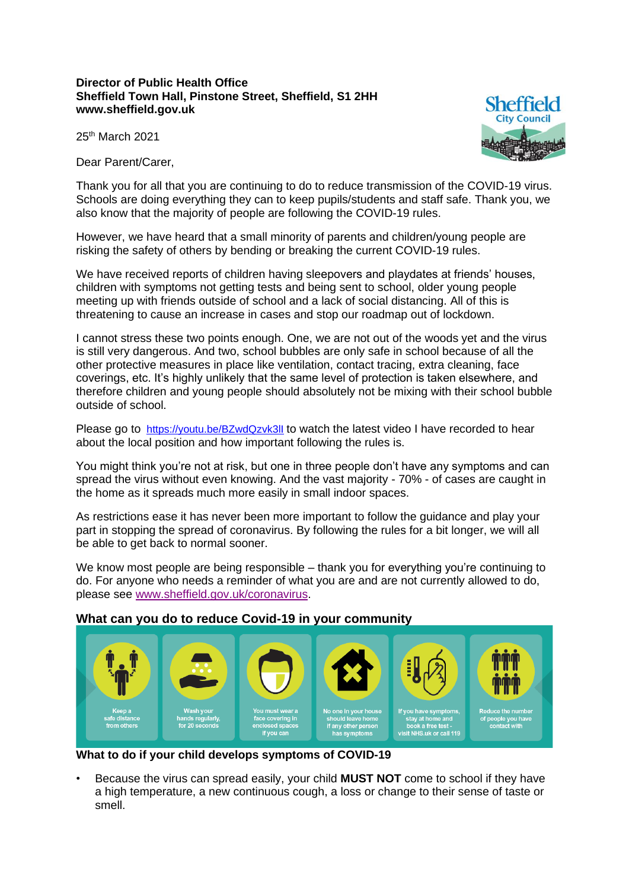**Director of Public Health Office**
**Sheffield Town Hall, Pinstone Street, Sheffield, S1 2HH**
**www.sheffield.gov.uk**

25th March 2021

Dear Parent/Carer,

Thank you for all that you are continuing to do to reduce transmission of the COVID-19 virus. Schools are doing everything they can to keep pupils/students and staff safe. Thank you, we also know that the majority of people are following the COVID-19 rules.

However, we have heard that a small minority of parents and children/young people are risking the safety of others by bending or breaking the current COVID-19 rules.

We have received reports of children having sleepovers and playdates at friends' houses, children with symptoms not getting tests and being sent to school, older young people meeting up with friends outside of school and a lack of social distancing. All of this is threatening to cause an increase in cases and stop our roadmap out of lockdown.

I cannot stress these two points enough. One, we are not out of the woods yet and the virus is still very dangerous. And two, school bubbles are only safe in school because of all the other protective measures in place like ventilation, contact tracing, extra cleaning, face coverings, etc. It's highly unlikely that the same level of protection is taken elsewhere, and therefore children and young people should absolutely not be mixing with their school bubble outside of school.

Please go to https://youtu.be/BZwdQzvk3lI to watch the latest video I have recorded to hear about the local position and how important following the rules is.

You might think you're not at risk, but one in three people don't have any symptoms and can spread the virus without even knowing. And the vast majority - 70% - of cases are caught in the home as it spreads much more easily in small indoor spaces.

As restrictions ease it has never been more important to follow the guidance and play your part in stopping the spread of coronavirus. By following the rules for a bit longer, we will all be able to get back to normal sooner.

We know most people are being responsible – thank you for everything you're continuing to do. For anyone who needs a reminder of what you are and are not currently allowed to do, please see www.sheffield.gov.uk/coronavirus.

## What can you do to reduce Covid-19 in your community

- Keep a safe distance from others
- Wash your hands regularly, for 20 seconds
- You must wear a face covering in enclosed spaces if you can
- No one in your house should leave home if any other person has symptoms
- If you have symptoms, stay at home and book a free test - visit NHS.uk or call 119
- Reduce the number of people you have contact with

## What to do if your child develops symptoms of COVID-19

- Because the virus can spread easily, your child **MUST NOT** come to school if they have a high temperature, a new continuous cough, a loss or change to their sense of taste or smell.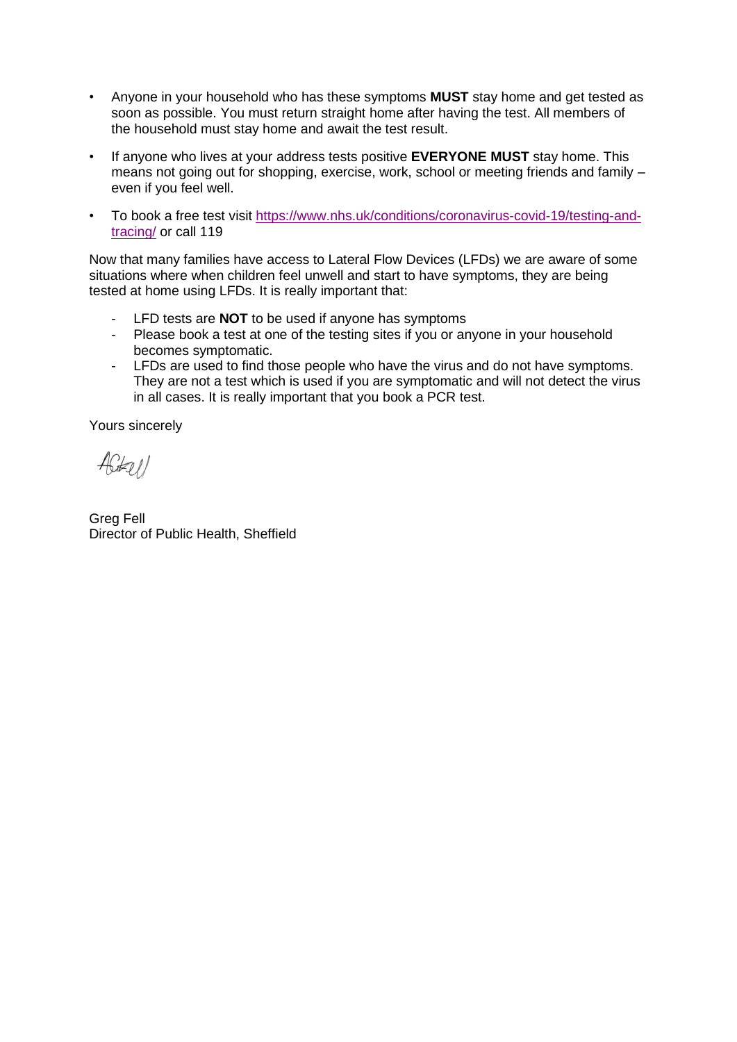- Anyone in your household who has these symptoms **MUST** stay home and get tested as soon as possible. You must return straight home after having the test. All members of the household must stay home and await the test result.
- If anyone who lives at your address tests positive **EVERYONE MUST** stay home. This means not going out for shopping, exercise, work, school or meeting friends and family – even if you feel well.
- To book a free test visit [https://www.nhs.uk/conditions/coronavirus-covid-19/testing-and-tracing/](https://www.nhs.uk/conditions/coronavirus-covid-19/testing-and-tracing/) or call 119

Now that many families have access to Lateral Flow Devices (LFDs) we are aware of some situations where when children feel unwell and start to have symptoms, they are being tested at home using LFDs. It is really important that:

- LFD tests are **NOT** to be used if anyone has symptoms
- Please book a test at one of the testing sites if you or anyone in your household becomes symptomatic.
- LFDs are used to find those people who have the virus and do not have symptoms. They are not a test which is used if you are symptomatic and will not detect the virus in all cases. It is really important that you book a PCR test.

Yours sincerely

Greg Fell
Director of Public Health, Sheffield